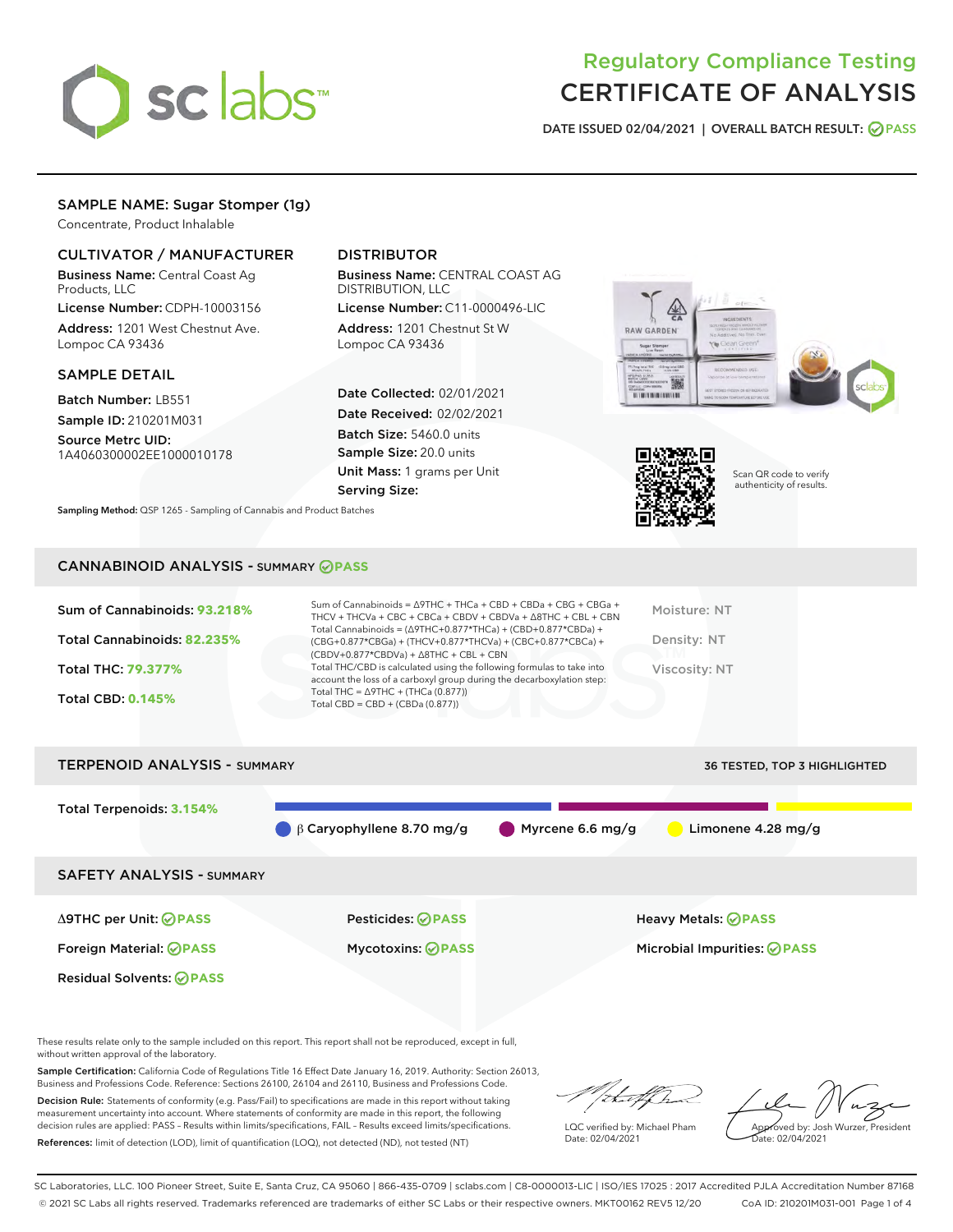# Regulatory Compliance Testing
# CERTIFICATE OF ANALYSIS

DATE ISSUED 02/04/2021 | OVERALL BATCH RESULT: PASS

## SAMPLE NAME: Sugar Stomper (1g)

Concentrate, Product Inhalable

### CULTIVATOR / MANUFACTURER

**Business Name:** Central Coast Ag Products, LLC

**License Number:** CDPH-10003156

**Address:** 1201 West Chestnut Ave. Lompoc CA 93436

### DISTRIBUTOR

**Business Name:** CENTRAL COAST AG DISTRIBUTION, LLC

**License Number:** C11-0000496-LIC

**Address:** 1201 Chestnut St W Lompoc CA 93436

### SAMPLE DETAIL

**Batch Number:** LB551

**Sample ID:** 210201M031

**Source Metrc UID:** 1A4060300002EE1000010178

**Date Collected:** 02/01/2021

**Date Received:** 02/02/2021

**Batch Size:** 5460.0 units

**Sample Size:** 20.0 units

**Unit Mass:** 1 grams per Unit

**Serving Size:**

Scan QR code to verify authenticity of results.

**Sampling Method:** QSP 1265 - Sampling of Cannabis and Product Batches

## CANNABINOID ANALYSIS - SUMMARY PASS

**Sum of Cannabinoids:** 93.218%

**Total Cannabinoids:** 82.235%

**Total THC:** 79.377%

**Total CBD:** 0.145%

Sum of Cannabinoids = Δ9THC + THCa + CBD + CBDa + CBG + CBGa + THCV + THCVa + CBC + CBCa + CBDV + CBDVa + Δ8THC + CBL + CBN

Total Cannabinoids = (Δ9THC+0.877*THCa) + (CBD+0.877*CBDa) + (CBG+0.877*CBGa) + (THCV+0.877*THCVa) + (CBC+0.877*CBCa) + (CBDV+0.877*CBDVa) + Δ8THC + CBL + CBN

Total THC/CBD is calculated using the following formulas to take into account the loss of a carboxyl group during the decarboxylation step:

Total THC = Δ9THC + (THCa (0.877))

Total CBD = CBD + (CBDa (0.877))

Moisture: NT

Density: NT

Viscosity: NT

## TERPENOID ANALYSIS - SUMMARY

36 TESTED, TOP 3 HIGHLIGHTED

**Total Terpenoids:** 3.154%

β Caryophyllene 8.70 mg/g | Myrcene 6.6 mg/g | Limonene 4.28 mg/g

## SAFETY ANALYSIS - SUMMARY

| | | |
|---|---|---|
| Δ9THC per Unit: PASS | Pesticides: PASS | Heavy Metals: PASS |
| Foreign Material: PASS | Mycotoxins: PASS | Microbial Impurities: PASS |
| Residual Solvents: PASS | | |

These results relate only to the sample included on this report. This report shall not be reproduced, except in full, without written approval of the laboratory.

**Sample Certification:** California Code of Regulations Title 16 Effect Date January 16, 2019. Authority: Section 26013, Business and Professions Code. Reference: Sections 26100, 26104 and 26110, Business and Professions Code.

**Decision Rule:** Statements of conformity (e.g. Pass/Fail) to specifications are made in this report without taking measurement uncertainty into account. Where statements of conformity are made in this report, the following decision rules are applied: PASS - Results within limits/specifications, FAIL - Results exceed limits/specifications.

**References:** limit of detection (LOD), limit of quantification (LOQ), not detected (ND), not tested (NT)

LQC verified by: Michael Pham
Date: 02/04/2021

Approved by: Josh Wurzer, President
Date: 02/04/2021

SC Laboratories, LLC. 100 Pioneer Street, Suite E, Santa Cruz, CA 95060 | 866-435-0709 | sclabs.com | C8-0000013-LIC | ISO/IES 17025 : 2017 Accredited PJLA Accreditation Number 87168
© 2021 SC Labs all rights reserved. Trademarks referenced are trademarks of either SC Labs or their respective owners. MKT00162 REV5 12/20 CoA ID: 210201M031-001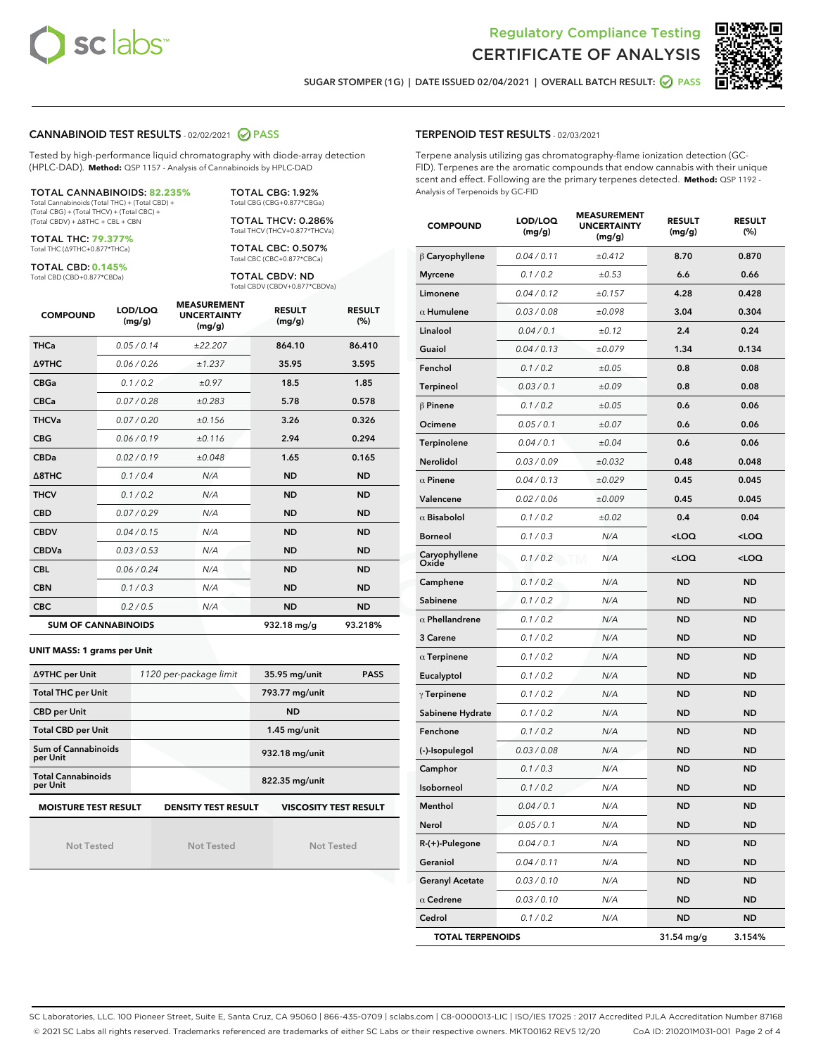# Regulatory Compliance Testing
# CERTIFICATE OF ANALYSIS

SUGAR STOMPER (1G) | DATE ISSUED 02/04/2021 | OVERALL BATCH RESULT: PASS

## CANNABINOID TEST RESULTS - 02/02/2021 PASS

Tested by high-performance liquid chromatography with diode-array detection (HPLC-DAD). **Method:** QSP 1157 - Analysis of Cannabinoids by HPLC-DAD

**TOTAL CANNABINOIDS: 82.235%**
Total Cannabinoids (Total THC) + (Total CBD) + (Total CBG) + (Total THCV) + (Total CBC) + (Total CBDV) + Δ8THC + CBL + CBN

**TOTAL THC: 79.377%**
Total THC (Δ9THC+0.877*THCa)

**TOTAL CBD: 0.145%**
Total CBD (CBD+0.877*CBDa)

**TOTAL CBG: 1.92%**
Total CBG (CBG+0.877*CBGa)

**TOTAL THCV: 0.286%**
Total THCV (THCV+0.877*THCVa)

**TOTAL CBC: 0.507%**
Total CBC (CBC+0.877*CBCa)

**TOTAL CBDV: ND**
Total CBDV (CBDV+0.877*CBDVa)

| COMPOUND | LOD/LOQ (mg/g) | MEASUREMENT UNCERTAINTY (mg/g) | RESULT (mg/g) | RESULT (%) |
|---|---|---|---|---|
| THCa | 0.05 / 0.14 | ±22.207 | 864.10 | 86.410 |
| Δ9THC | 0.06 / 0.26 | ±1.237 | 35.95 | 3.595 |
| CBGa | 0.1 / 0.2 | ±0.97 | 18.5 | 1.85 |
| CBCa | 0.07 / 0.28 | ±0.283 | 5.78 | 0.578 |
| THCVa | 0.07 / 0.20 | ±0.156 | 3.26 | 0.326 |
| CBG | 0.06 / 0.19 | ±0.116 | 2.94 | 0.294 |
| CBDa | 0.02 / 0.19 | ±0.048 | 1.65 | 0.165 |
| Δ8THC | 0.1 / 0.4 | N/A | ND | ND |
| THCV | 0.1 / 0.2 | N/A | ND | ND |
| CBD | 0.07 / 0.29 | N/A | ND | ND |
| CBDV | 0.04 / 0.15 | N/A | ND | ND |
| CBDVa | 0.03 / 0.53 | N/A | ND | ND |
| CBL | 0.06 / 0.24 | N/A | ND | ND |
| CBN | 0.1 / 0.3 | N/A | ND | ND |
| CBC | 0.2 / 0.5 | N/A | ND | ND |
| **SUM OF CANNABINOIDS** | | | 932.18 mg/g | 93.218% |

**UNIT MASS: 1 grams per Unit**

| | | | |
|---|---|---|---|
| Δ9THC per Unit | 1120 per-package limit | 35.95 mg/unit | PASS |
| Total THC per Unit | | 793.77 mg/unit | |
| CBD per Unit | | ND | |
| Total CBD per Unit | | 1.45 mg/unit | |
| Sum of Cannabinoids per Unit | | 932.18 mg/unit | |
| Total Cannabinoids per Unit | | 822.35 mg/unit | |

| MOISTURE TEST RESULT | DENSITY TEST RESULT | VISCOSITY TEST RESULT |
|---|---|---|
| Not Tested | Not Tested | Not Tested |

## TERPENOID TEST RESULTS - 02/03/2021

Terpene analysis utilizing gas chromatography-flame ionization detection (GC-FID). Terpenes are the aromatic compounds that endow cannabis with their unique scent and effect. Following are the primary terpenes detected. **Method:** QSP 1192 - Analysis of Terpenoids by GC-FID

| COMPOUND | LOD/LOQ (mg/g) | MEASUREMENT UNCERTAINTY (mg/g) | RESULT (mg/g) | RESULT (%) |
|---|---|---|---|---|
| β Caryophyllene | 0.04 / 0.11 | ±0.412 | 8.70 | 0.870 |
| Myrcene | 0.1 / 0.2 | ±0.53 | 6.6 | 0.66 |
| Limonene | 0.04 / 0.12 | ±0.157 | 4.28 | 0.428 |
| α Humulene | 0.03 / 0.08 | ±0.098 | 3.04 | 0.304 |
| Linalool | 0.04 / 0.1 | ±0.12 | 2.4 | 0.24 |
| Guaiol | 0.04 / 0.13 | ±0.079 | 1.34 | 0.134 |
| Fenchol | 0.1 / 0.2 | ±0.05 | 0.8 | 0.08 |
| Terpineol | 0.03 / 0.1 | ±0.09 | 0.8 | 0.08 |
| β Pinene | 0.1 / 0.2 | ±0.05 | 0.6 | 0.06 |
| Ocimene | 0.05 / 0.1 | ±0.07 | 0.6 | 0.06 |
| Terpinolene | 0.04 / 0.1 | ±0.04 | 0.6 | 0.06 |
| Nerolidol | 0.03 / 0.09 | ±0.032 | 0.48 | 0.048 |
| α Pinene | 0.04 / 0.13 | ±0.029 | 0.45 | 0.045 |
| Valencene | 0.02 / 0.06 | ±0.009 | 0.45 | 0.045 |
| α Bisabolol | 0.1 / 0.2 | ±0.02 | 0.4 | 0.04 |
| Borneol | 0.1 / 0.3 | N/A | <LOQ | <LOQ |
| Caryophyllene Oxide | 0.1 / 0.2 | N/A | <LOQ | <LOQ |
| Camphene | 0.1 / 0.2 | N/A | ND | ND |
| Sabinene | 0.1 / 0.2 | N/A | ND | ND |
| α Phellandrene | 0.1 / 0.2 | N/A | ND | ND |
| 3 Carene | 0.1 / 0.2 | N/A | ND | ND |
| α Terpinene | 0.1 / 0.2 | N/A | ND | ND |
| Eucalyptol | 0.1 / 0.2 | N/A | ND | ND |
| γ Terpinene | 0.1 / 0.2 | N/A | ND | ND |
| Sabinene Hydrate | 0.1 / 0.2 | N/A | ND | ND |
| Fenchone | 0.1 / 0.2 | N/A | ND | ND |
| (-)-Isopulegol | 0.03 / 0.08 | N/A | ND | ND |
| Camphor | 0.1 / 0.3 | N/A | ND | ND |
| Isoborneol | 0.1 / 0.2 | N/A | ND | ND |
| Menthol | 0.04 / 0.1 | N/A | ND | ND |
| Nerol | 0.05 / 0.1 | N/A | ND | ND |
| R-(+)-Pulegone | 0.04 / 0.1 | N/A | ND | ND |
| Geraniol | 0.04 / 0.11 | N/A | ND | ND |
| Geranyl Acetate | 0.03 / 0.10 | N/A | ND | ND |
| α Cedrene | 0.03 / 0.10 | N/A | ND | ND |
| Cedrol | 0.1 / 0.2 | N/A | ND | ND |
| **TOTAL TERPENOIDS** | | | 31.54 mg/g | 3.154% |

SC Laboratories, LLC. 100 Pioneer Street, Suite E, Santa Cruz, CA 95060 | 866-435-0709 | sclabs.com | C8-0000013-LIC | ISO/IES 17025 : 2017 Accredited PJLA Accreditation Number 87168
© 2021 SC Labs all rights reserved. Trademarks referenced are trademarks of either SC Labs or their respective owners. MKT00162 REV5 12/20 CoA ID: 210201M031-001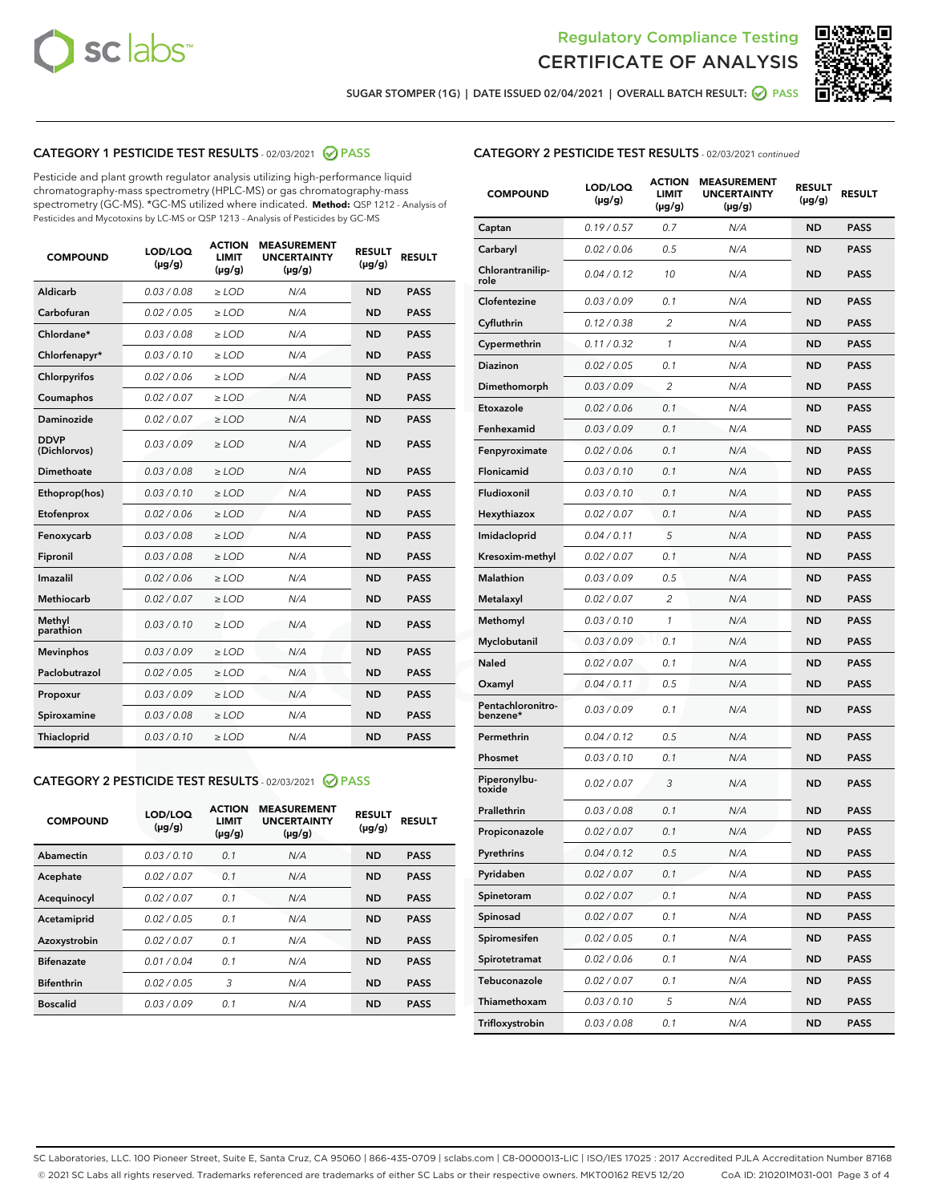Regulatory Compliance Testing

# CERTIFICATE OF ANALYSIS

SUGAR STOMPER (1G) | DATE ISSUED 02/04/2021 | OVERALL BATCH RESULT: PASS

## CATEGORY 1 PESTICIDE TEST RESULTS - 02/03/2021 PASS

Pesticide and plant growth regulator analysis utilizing high-performance liquid chromatography-mass spectrometry (HPLC-MS) or gas chromatography-mass spectrometry (GC-MS). *GC-MS utilized where indicated. **Method:** QSP 1212 - Analysis of Pesticides and Mycotoxins by LC-MS or QSP 1213 - Analysis of Pesticides by GC-MS

| COMPOUND | LOD/LOQ (µg/g) | ACTION LIMIT (µg/g) | MEASUREMENT UNCERTAINTY (µg/g) | RESULT (µg/g) | RESULT |
|---|---|---|---|---|---|
| Aldicarb | 0.03 / 0.08 | ≥ LOD | N/A | ND | PASS |
| Carbofuran | 0.02 / 0.05 | ≥ LOD | N/A | ND | PASS |
| Chlordane* | 0.03 / 0.08 | ≥ LOD | N/A | ND | PASS |
| Chlorfenapyr* | 0.03 / 0.10 | ≥ LOD | N/A | ND | PASS |
| Chlorpyrifos | 0.02 / 0.06 | ≥ LOD | N/A | ND | PASS |
| Coumaphos | 0.02 / 0.07 | ≥ LOD | N/A | ND | PASS |
| Daminozide | 0.02 / 0.07 | ≥ LOD | N/A | ND | PASS |
| DDVP (Dichlorvos) | 0.03 / 0.09 | ≥ LOD | N/A | ND | PASS |
| Dimethoate | 0.03 / 0.08 | ≥ LOD | N/A | ND | PASS |
| Ethoprop(hos) | 0.03 / 0.10 | ≥ LOD | N/A | ND | PASS |
| Etofenprox | 0.02 / 0.06 | ≥ LOD | N/A | ND | PASS |
| Fenoxycarb | 0.03 / 0.08 | ≥ LOD | N/A | ND | PASS |
| Fipronil | 0.03 / 0.08 | ≥ LOD | N/A | ND | PASS |
| Imazalil | 0.02 / 0.06 | ≥ LOD | N/A | ND | PASS |
| Methiocarb | 0.02 / 0.07 | ≥ LOD | N/A | ND | PASS |
| Methyl parathion | 0.03 / 0.10 | ≥ LOD | N/A | ND | PASS |
| Mevinphos | 0.03 / 0.09 | ≥ LOD | N/A | ND | PASS |
| Paclobutrazol | 0.02 / 0.05 | ≥ LOD | N/A | ND | PASS |
| Propoxur | 0.03 / 0.09 | ≥ LOD | N/A | ND | PASS |
| Spiroxamine | 0.03 / 0.08 | ≥ LOD | N/A | ND | PASS |
| Thiacloprid | 0.03 / 0.10 | ≥ LOD | N/A | ND | PASS |

## CATEGORY 2 PESTICIDE TEST RESULTS - 02/03/2021 PASS

| COMPOUND | LOD/LOQ (µg/g) | ACTION LIMIT (µg/g) | MEASUREMENT UNCERTAINTY (µg/g) | RESULT (µg/g) | RESULT |
|---|---|---|---|---|---|
| Abamectin | 0.03 / 0.10 | 0.1 | N/A | ND | PASS |
| Acephate | 0.02 / 0.07 | 0.1 | N/A | ND | PASS |
| Acequinocyl | 0.02 / 0.07 | 0.1 | N/A | ND | PASS |
| Acetamiprid | 0.02 / 0.05 | 0.1 | N/A | ND | PASS |
| Azoxystrobin | 0.02 / 0.07 | 0.1 | N/A | ND | PASS |
| Bifenazate | 0.01 / 0.04 | 0.1 | N/A | ND | PASS |
| Bifenthrin | 0.02 / 0.05 | 3 | N/A | ND | PASS |
| Boscalid | 0.03 / 0.09 | 0.1 | N/A | ND | PASS |
| Captan | 0.19 / 0.57 | 0.7 | N/A | ND | PASS |
| Carbaryl | 0.02 / 0.06 | 0.5 | N/A | ND | PASS |
| Chlorantraniliprole | 0.04 / 0.12 | 10 | N/A | ND | PASS |
| Clofentezine | 0.03 / 0.09 | 0.1 | N/A | ND | PASS |
| Cyfluthrin | 0.12 / 0.38 | 2 | N/A | ND | PASS |
| Cypermethrin | 0.11 / 0.32 | 1 | N/A | ND | PASS |
| Diazinon | 0.02 / 0.05 | 0.1 | N/A | ND | PASS |
| Dimethomorph | 0.03 / 0.09 | 2 | N/A | ND | PASS |
| Etoxazole | 0.02 / 0.06 | 0.1 | N/A | ND | PASS |
| Fenhexamid | 0.03 / 0.09 | 0.1 | N/A | ND | PASS |
| Fenpyroximate | 0.02 / 0.06 | 0.1 | N/A | ND | PASS |
| Flonicamid | 0.03 / 0.10 | 0.1 | N/A | ND | PASS |
| Fludioxonil | 0.03 / 0.10 | 0.1 | N/A | ND | PASS |
| Hexythiazox | 0.02 / 0.07 | 0.1 | N/A | ND | PASS |
| Imidacloprid | 0.04 / 0.11 | 5 | N/A | ND | PASS |
| Kresoxim-methyl | 0.02 / 0.07 | 0.1 | N/A | ND | PASS |
| Malathion | 0.03 / 0.09 | 0.5 | N/A | ND | PASS |
| Metalaxyl | 0.02 / 0.07 | 2 | N/A | ND | PASS |
| Methomyl | 0.03 / 0.10 | 1 | N/A | ND | PASS |
| Myclobutanil | 0.03 / 0.09 | 0.1 | N/A | ND | PASS |
| Naled | 0.02 / 0.07 | 0.1 | N/A | ND | PASS |
| Oxamyl | 0.04 / 0.11 | 0.5 | N/A | ND | PASS |
| Pentachloronitrobenzene* | 0.03 / 0.09 | 0.1 | N/A | ND | PASS |
| Permethrin | 0.04 / 0.12 | 0.5 | N/A | ND | PASS |
| Phosmet | 0.03 / 0.10 | 0.1 | N/A | ND | PASS |
| Piperonylbutoxide | 0.02 / 0.07 | 3 | N/A | ND | PASS |
| Prallethrin | 0.03 / 0.08 | 0.1 | N/A | ND | PASS |
| Propiconazole | 0.02 / 0.07 | 0.1 | N/A | ND | PASS |
| Pyrethrins | 0.04 / 0.12 | 0.5 | N/A | ND | PASS |
| Pyridaben | 0.02 / 0.07 | 0.1 | N/A | ND | PASS |
| Spinetoram | 0.02 / 0.07 | 0.1 | N/A | ND | PASS |
| Spinosad | 0.02 / 0.07 | 0.1 | N/A | ND | PASS |
| Spiromesifen | 0.02 / 0.05 | 0.1 | N/A | ND | PASS |
| Spirotetramat | 0.02 / 0.06 | 0.1 | N/A | ND | PASS |
| Tebuconazole | 0.02 / 0.07 | 0.1 | N/A | ND | PASS |
| Thiamethoxam | 0.03 / 0.10 | 5 | N/A | ND | PASS |
| Trifloxystrobin | 0.03 / 0.08 | 0.1 | N/A | ND | PASS |

SC Laboratories, LLC. 100 Pioneer Street, Suite E, Santa Cruz, CA 95060 | 866-435-0709 | sclabs.com | C8-0000013-LIC | ISO/IES 17025 : 2017 Accredited PJLA Accreditation Number 87168
© 2021 SC Labs all rights reserved. Trademarks referenced are trademarks of either SC Labs or their respective owners. MKT00162 REV5 12/20 CoA ID: 210201M031-001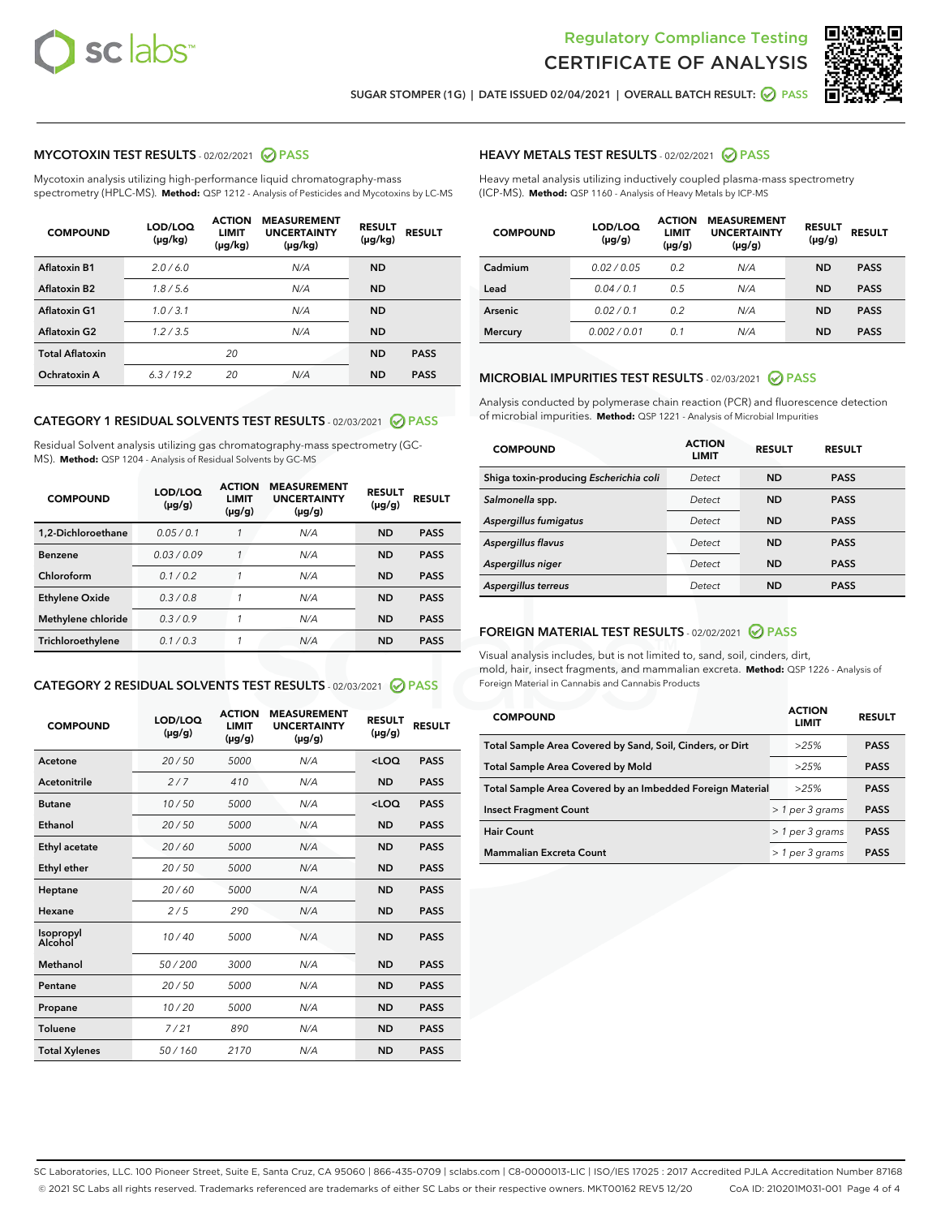Regulatory Compliance Testing
CERTIFICATE OF ANALYSIS

SUGAR STOMPER (1G) | DATE ISSUED 02/04/2021 | OVERALL BATCH RESULT: PASS

## MYCOTOXIN TEST RESULTS - 02/02/2021 PASS

Mycotoxin analysis utilizing high-performance liquid chromatography-mass spectrometry (HPLC-MS). **Method:** QSP 1212 - Analysis of Pesticides and Mycotoxins by LC-MS

| COMPOUND | LOD/LOQ (µg/kg) | ACTION LIMIT (µg/kg) | MEASUREMENT UNCERTAINTY (µg/kg) | RESULT (µg/kg) | RESULT |
|---|---|---|---|---|---|
| Aflatoxin B1 | 2.0 / 6.0 | | N/A | ND | |
| Aflatoxin B2 | 1.8 / 5.6 | | N/A | ND | |
| Aflatoxin G1 | 1.0 / 3.1 | | N/A | ND | |
| Aflatoxin G2 | 1.2 / 3.5 | | N/A | ND | |
| Total Aflatoxin | | 20 | | ND | PASS |
| Ochratoxin A | 6.3 / 19.2 | 20 | N/A | ND | PASS |

## CATEGORY 1 RESIDUAL SOLVENTS TEST RESULTS - 02/03/2021 PASS

Residual Solvent analysis utilizing gas chromatography-mass spectrometry (GC-MS). **Method:** QSP 1204 - Analysis of Residual Solvents by GC-MS

| COMPOUND | LOD/LOQ (µg/g) | ACTION LIMIT (µg/g) | MEASUREMENT UNCERTAINTY (µg/g) | RESULT (µg/g) | RESULT |
|---|---|---|---|---|---|
| 1,2-Dichloroethane | 0.05 / 0.1 | 1 | N/A | ND | PASS |
| Benzene | 0.03 / 0.09 | 1 | N/A | ND | PASS |
| Chloroform | 0.1 / 0.2 | 1 | N/A | ND | PASS |
| Ethylene Oxide | 0.3 / 0.8 | 1 | N/A | ND | PASS |
| Methylene chloride | 0.3 / 0.9 | 1 | N/A | ND | PASS |
| Trichloroethylene | 0.1 / 0.3 | 1 | N/A | ND | PASS |

## CATEGORY 2 RESIDUAL SOLVENTS TEST RESULTS - 02/03/2021 PASS

| COMPOUND | LOD/LOQ (µg/g) | ACTION LIMIT (µg/g) | MEASUREMENT UNCERTAINTY (µg/g) | RESULT (µg/g) | RESULT |
|---|---|---|---|---|---|
| Acetone | 20 / 50 | 5000 | N/A | <LOQ | PASS |
| Acetonitrile | 2 / 7 | 410 | N/A | ND | PASS |
| Butane | 10 / 50 | 5000 | N/A | <LOQ | PASS |
| Ethanol | 20 / 50 | 5000 | N/A | ND | PASS |
| Ethyl acetate | 20 / 60 | 5000 | N/A | ND | PASS |
| Ethyl ether | 20 / 50 | 5000 | N/A | ND | PASS |
| Heptane | 20 / 60 | 5000 | N/A | ND | PASS |
| Hexane | 2 / 5 | 290 | N/A | ND | PASS |
| Isopropyl Alcohol | 10 / 40 | 5000 | N/A | ND | PASS |
| Methanol | 50 / 200 | 3000 | N/A | ND | PASS |
| Pentane | 20 / 50 | 5000 | N/A | ND | PASS |
| Propane | 10 / 20 | 5000 | N/A | ND | PASS |
| Toluene | 7 / 21 | 890 | N/A | ND | PASS |
| Total Xylenes | 50 / 160 | 2170 | N/A | ND | PASS |

## HEAVY METALS TEST RESULTS - 02/02/2021 PASS

Heavy metal analysis utilizing inductively coupled plasma-mass spectrometry (ICP-MS). **Method:** QSP 1160 - Analysis of Heavy Metals by ICP-MS

| COMPOUND | LOD/LOQ (µg/g) | ACTION LIMIT (µg/g) | MEASUREMENT UNCERTAINTY (µg/g) | RESULT (µg/g) | RESULT |
|---|---|---|---|---|---|
| Cadmium | 0.02 / 0.05 | 0.2 | N/A | ND | PASS |
| Lead | 0.04 / 0.1 | 0.5 | N/A | ND | PASS |
| Arsenic | 0.02 / 0.1 | 0.2 | N/A | ND | PASS |
| Mercury | 0.002 / 0.01 | 0.1 | N/A | ND | PASS |

## MICROBIAL IMPURITIES TEST RESULTS - 02/03/2021 PASS

Analysis conducted by polymerase chain reaction (PCR) and fluorescence detection of microbial impurities. **Method:** QSP 1221 - Analysis of Microbial Impurities

| COMPOUND | ACTION LIMIT | RESULT | RESULT |
|---|---|---|---|
| Shiga toxin-producing *Escherichia coli* | Detect | ND | PASS |
| *Salmonella* spp. | Detect | ND | PASS |
| *Aspergillus fumigatus* | Detect | ND | PASS |
| *Aspergillus flavus* | Detect | ND | PASS |
| *Aspergillus niger* | Detect | ND | PASS |
| *Aspergillus terreus* | Detect | ND | PASS |

## FOREIGN MATERIAL TEST RESULTS - 02/02/2021 PASS

Visual analysis includes, but is not limited to, sand, soil, cinders, dirt, mold, hair, insect fragments, and mammalian excreta. **Method:** QSP 1226 - Analysis of Foreign Material in Cannabis and Cannabis Products

| COMPOUND | ACTION LIMIT | RESULT |
|---|---|---|
| Total Sample Area Covered by Sand, Soil, Cinders, or Dirt | >25% | PASS |
| Total Sample Area Covered by Mold | >25% | PASS |
| Total Sample Area Covered by an Imbedded Foreign Material | >25% | PASS |
| Insect Fragment Count | > 1 per 3 grams | PASS |
| Hair Count | > 1 per 3 grams | PASS |
| Mammalian Excreta Count | > 1 per 3 grams | PASS |

SC Laboratories, LLC. 100 Pioneer Street, Suite E, Santa Cruz, CA 95060 | 866-435-0709 | sclabs.com | C8-0000013-LIC | ISO/IES 17025 : 2017 Accredited PJLA Accreditation Number 87168
© 2021 SC Labs all rights reserved. Trademarks referenced are trademarks of either SC Labs or their respective owners. MKT00162 REV5 12/20 CoA ID: 210201M031-001